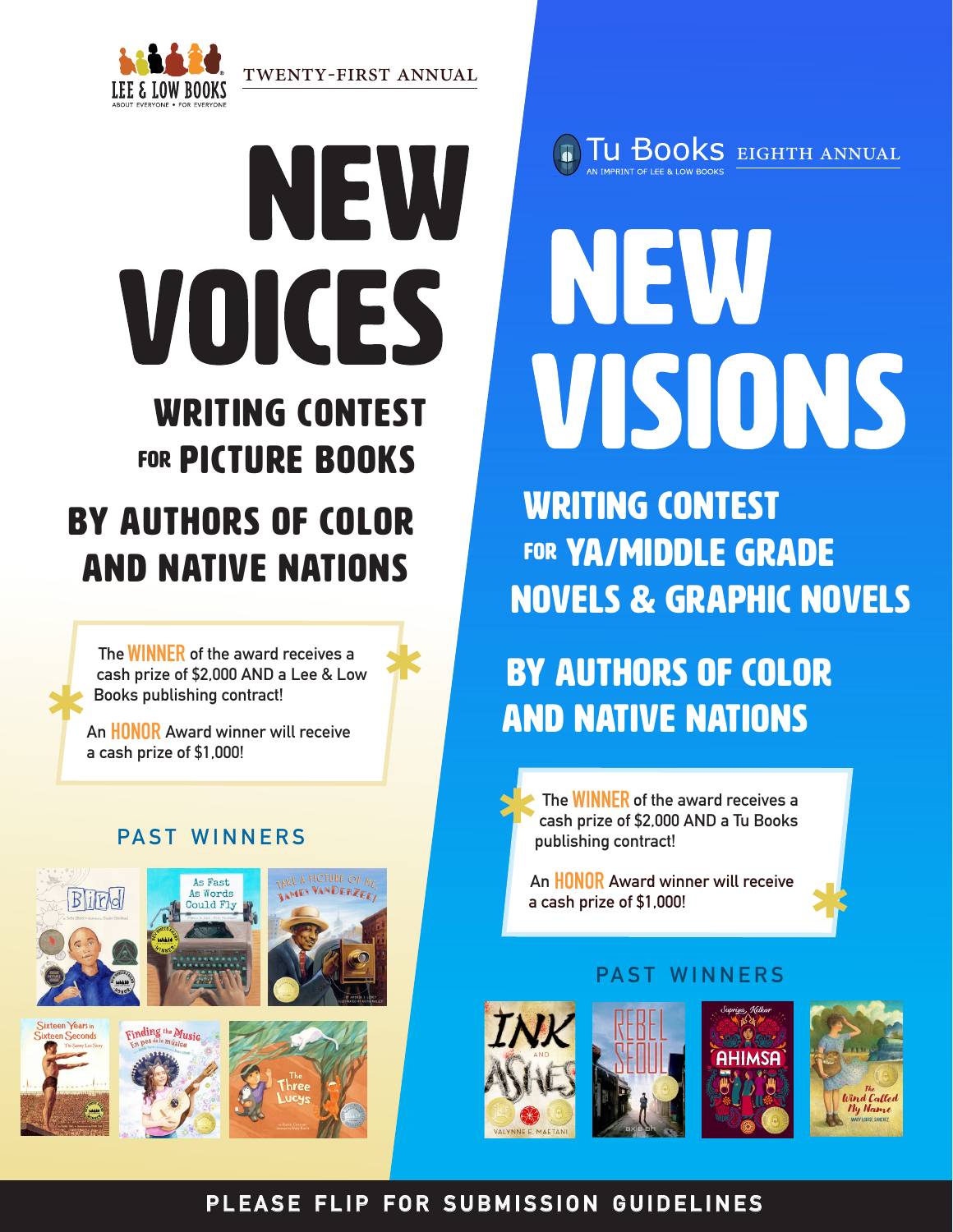LEE & LOW BOOKS
ABOUT EVERYONE • FOR EVERYONE

TWENTY-FIRST ANNUAL

# NEW VOICES

## WRITING CONTEST FOR PICTURE BOOKS

## BY AUTHORS OF COLOR AND NATIVE NATIONS

The WINNER of the award receives a cash prize of $2,000 AND a Lee & Low Books publishing contract!

An HONOR Award winner will receive a cash prize of $1,000!

### PAST WINNERS

Tu Books EIGHTH ANNUAL
AN IMPRINT OF LEE & LOW BOOKS

# NEW VISIONS

## WRITING CONTEST FOR YA/MIDDLE GRADE NOVELS & GRAPHIC NOVELS

## BY AUTHORS OF COLOR AND NATIVE NATIONS

The WINNER of the award receives a cash prize of $2,000 AND a Tu Books publishing contract!

An HONOR Award winner will receive a cash prize of $1,000!

### PAST WINNERS

**PLEASE FLIP FOR SUBMISSION GUIDELINES**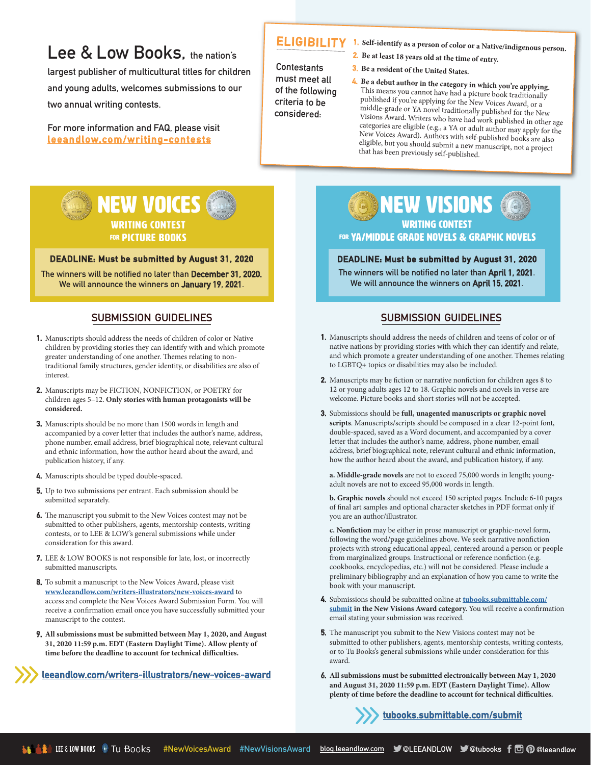# Lee & Low Books, the nation's largest publisher of multicultural titles for children and young adults, welcomes submissions to our two annual writing contests.

For more information and FAQ, please visit **leeandlow.com/writing-contests**

## ELIGIBILITY

Contestants must meet all of the following criteria to be considered:

1. **Self-identify as a person of color or a Native/indigenous person.**
2. **Be at least 18 years old at the time of entry.**
3. **Be a resident of the United States.**
4. **Be a debut author in the category in which you're applying.** This means you cannot have had a picture book traditionally published if you're applying for the New Voices Award, or a middle-grade or YA novel traditionally published for the New Visions Award. Writers who have had work published in other age categories are eligible (e.g., a YA or adult author may apply for the New Voices Award). Authors with self-published books are also eligible, but you should submit a new manuscript, not a project that has been previously self-published.

## NEW VOICES WRITING CONTEST FOR PICTURE BOOKS

**DEADLINE: Must be submitted by August 31, 2020**

The winners will be notified no later than **December 31, 2020.**
We will announce the winners on **January 19, 2021**.

### SUBMISSION GUIDELINES

1. Manuscripts should address the needs of children of color or Native children by providing stories they can identify with and which promote greater understanding of one another. Themes relating to non-traditional family structures, gender identity, or disabilities are also of interest.
2. Manuscripts may be FICTION, NONFICTION, or POETRY for children ages 5–12. **Only stories with human protagonists will be considered.**
3. Manuscripts should be no more than 1500 words in length and accompanied by a cover letter that includes the author's name, address, phone number, email address, brief biographical note, relevant cultural and ethnic information, how the author heard about the award, and publication history, if any.
4. Manuscripts should be typed double-spaced.
5. Up to two submissions per entrant. Each submission should be submitted separately.
6. The manuscript you submit to the New Voices contest may not be submitted to other publishers, agents, mentorship contests, writing contests, or to LEE & LOW's general submissions while under consideration for this award.
7. LEE & LOW BOOKS is not responsible for late, lost, or incorrectly submitted manuscripts.
8. To submit a manuscript to the New Voices Award, please visit **www.leeandlow.com/writers-illustrators/new-voices-award** to access and complete the New Voices Award Submission Form. You will receive a confirmation email once you have successfully submitted your manuscript to the contest.
9. **All submissions must be submitted between May 1, 2020, and August 31, 2020 11:59 p.m. EDT (Eastern Daylight Time). Allow plenty of time before the deadline to account for technical difficulties.**

**leeandlow.com/writers-illustrators/new-voices-award**

## NEW VISIONS WRITING CONTEST FOR YA/MIDDLE GRADE NOVELS & GRAPHIC NOVELS

**DEADLINE: Must be submitted by August 31, 2020**

The winners will be notified no later than **April 1, 2021**.
We will announce the winners on **April 15, 2021**.

### SUBMISSION GUIDELINES

1. Manuscripts should address the needs of children and teens of color or of native nations by providing stories with which they can identify and relate, and which promote a greater understanding of one another. Themes relating to LGBTQ+ topics or disabilities may also be included.
2. Manuscripts may be fiction or narrative nonfiction for children ages 8 to 12 or young adults ages 12 to 18. Graphic novels and novels in verse are welcome. Picture books and short stories will not be accepted.
3. Submissions should be **full, unagented manuscripts or graphic novel scripts**. Manuscripts/scripts should be composed in a clear 12-point font, double-spaced, saved as a Word document, and accompanied by a cover letter that includes the author's name, address, phone number, email address, brief biographical note, relevant cultural and ethnic information, how the author heard about the award, and publication history, if any.

   a. **Middle-grade novels** are not to exceed 75,000 words in length; young-adult novels are not to exceed 95,000 words in length.

   b. **Graphic novels** should not exceed 150 scripted pages. Include 6-10 pages of final art samples and optional character sketches in PDF format only if you are an author/illustrator.

   c. **Nonfiction** may be either in prose manuscript or graphic-novel form, following the word/page guidelines above. We seek narrative nonfiction projects with strong educational appeal, centered around a person or people from marginalized groups. Instructional or reference nonfiction (e.g. cookbooks, encyclopedias, etc.) will not be considered. Please include a preliminary bibliography and an explanation of how you came to write the book with your manuscript.
4. Submissions should be submitted online at **tubooks.submittable.com/submit** **in the New Visions Award category.** You will receive a confirmation email stating your submission was received.
5. The manuscript you submit to the New Visions contest may not be submitted to other publishers, agents, mentorship contests, writing contests, or to Tu Books's general submissions while under consideration for this award.
6. **All submissions must be submitted electronically between May 1, 2020 and August 31, 2020 11:59 p.m. EDT (Eastern Daylight Time). Allow plenty of time before the deadline to account for technical difficulties.**

**tubooks.submittable.com/submit**

LEE & LOW BOOKS | Tu Books | #NewVoicesAward | #NewVisionsAward | blog.leeandlow.com | @LEEANDLOW | @tubooks | @leeandlow